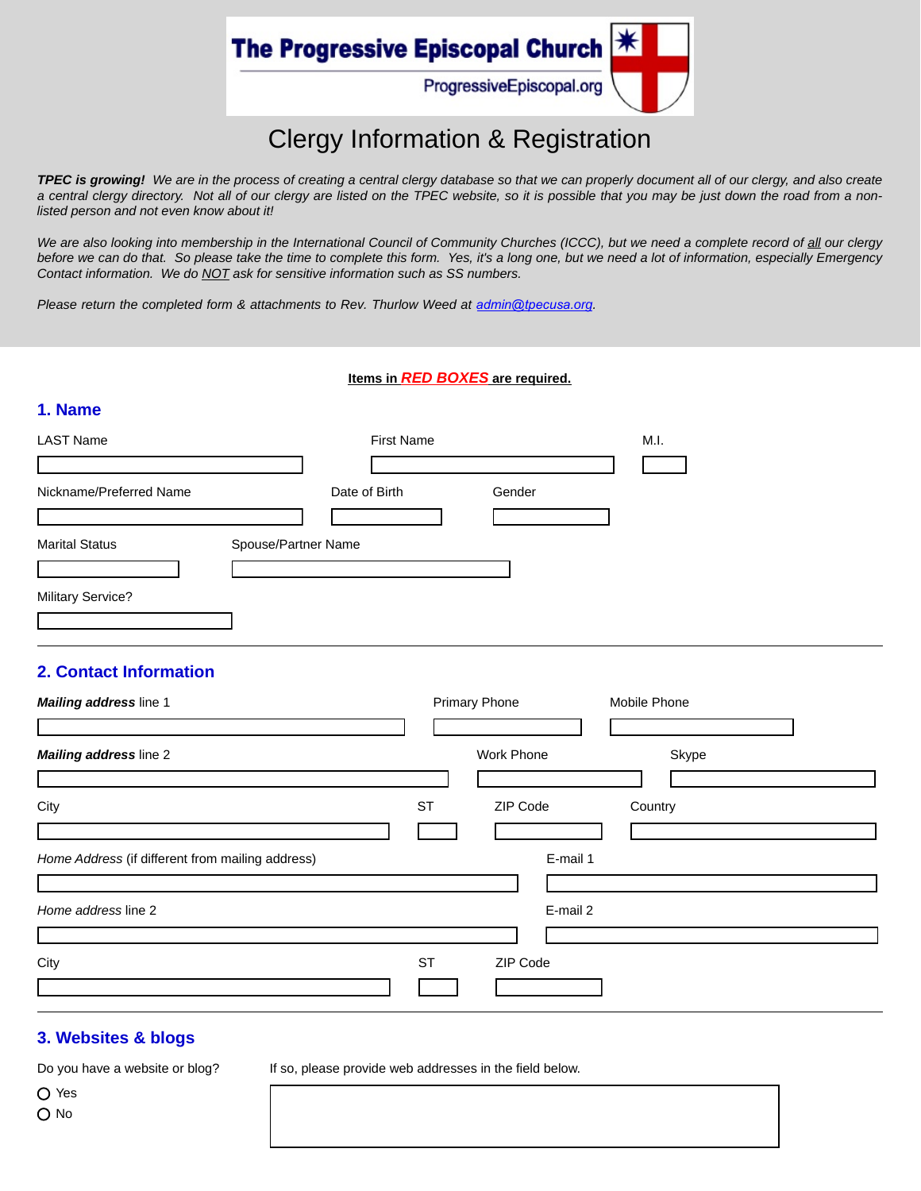**The Progressive Episcopal Church**

ProgressiveEpiscopal.org

# Clergy Information & Registration

***TPEC is growing!*** *We are in the process of creating a central clergy database so that we can properly document all of our clergy, and also create a central clergy directory. Not all of our clergy are listed on the TPEC website, so it is possible that you may be just down the road from a non-listed person and not even know about it!*

*We are also looking into membership in the International Council of Community Churches (ICCC), but we need a complete record of all our clergy before we can do that. So please take the time to complete this form. Yes, it's a long one, but we need a lot of information, especially Emergency Contact information. We do NOT ask for sensitive information such as SS numbers.*

*Please return the completed form & attachments to Rev. Thurlow Weed at admin@tpecusa.org.*

**Items in *RED BOXES* are required.**

## 1. Name

LAST Name ____________ First Name ____________ M.I. ____

Nickname/Preferred Name ____________ Date of Birth ____________ Gender ____________

Marital Status ____________ Spouse/Partner Name ____________

Military Service? ____________

## 2. Contact Information

***Mailing address*** line 1 ____________ Primary Phone ____________ Mobile Phone ____________

***Mailing address*** line 2 ____________ Work Phone ____________ Skype ____________

City ____________ ST ____ ZIP Code ____________ Country ____________

*Home Address* (if different from mailing address) ____________ E-mail 1 ____________

*Home address* line 2 ____________ E-mail 2 ____________

City ____________ ST ____ ZIP Code ____________

## 3. Websites & blogs

Do you have a website or blog?

- ○ Yes
- ○ No

If so, please provide web addresses in the field below.

____________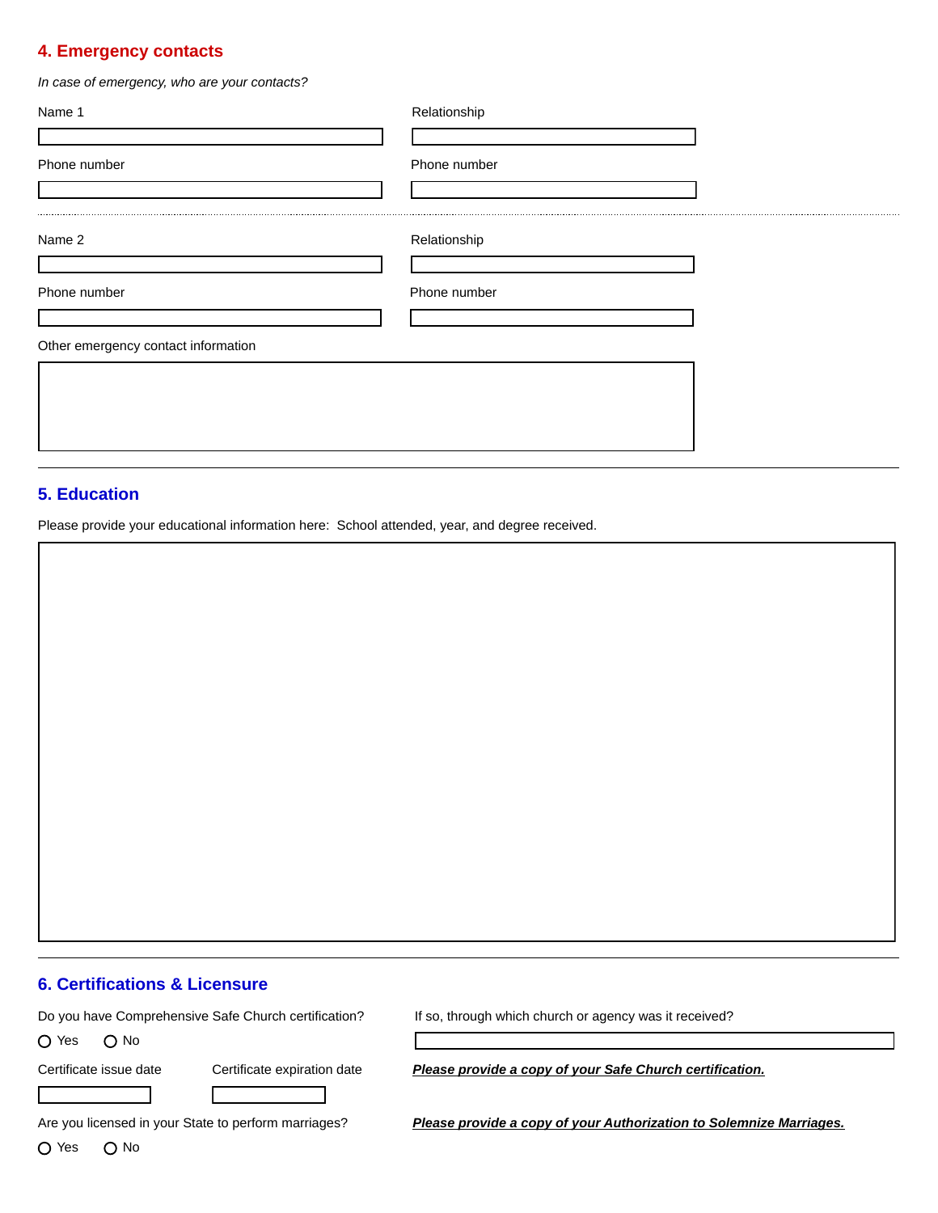## 4. Emergency contacts

*In case of emergency, who are your contacts?*

Name 1

Relationship

Phone number

Phone number

Name 2

Relationship

Phone number

Phone number

Other emergency contact information

## 5. Education

Please provide your educational information here: School attended, year, and degree received.

## 6. Certifications & Licensure

Do you have Comprehensive Safe Church certification?

○ Yes ○ No

If so, through which church or agency was it received?

Certificate issue date

Certificate expiration date

***Please provide a copy of your Safe Church certification.***

Are you licensed in your State to perform marriages?

○ Yes ○ No

***Please provide a copy of your Authorization to Solemnize Marriages.***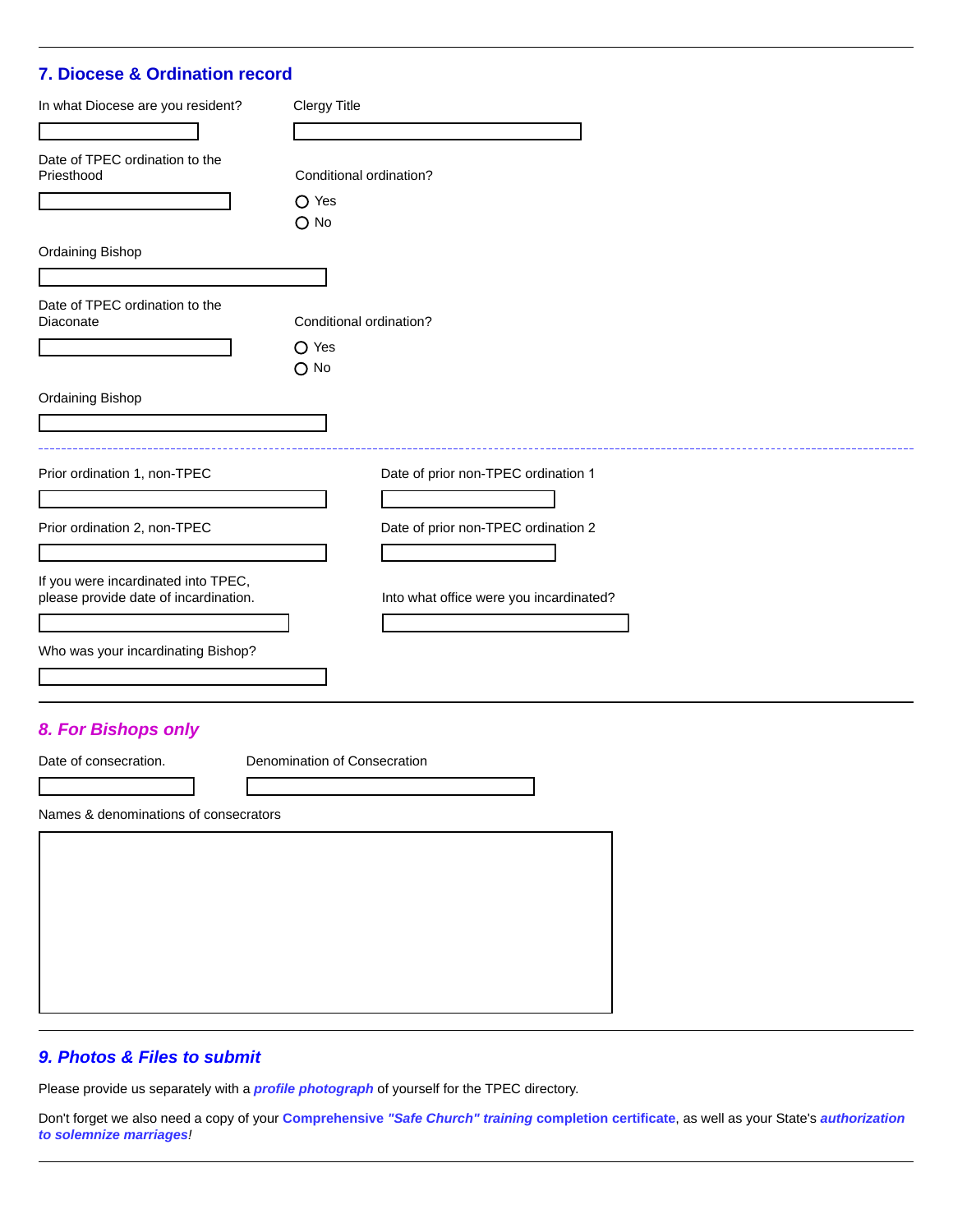## 7. Diocese & Ordination record

In what Diocese are you resident?

Clergy Title

Date of TPEC ordination to the Priesthood

Conditional ordination?

- Yes
- No

Ordaining Bishop

Date of TPEC ordination to the Diaconate

Conditional ordination?

- Yes
- No

Ordaining Bishop

---

Prior ordination 1, non-TPEC

Date of prior non-TPEC ordination 1

Prior ordination 2, non-TPEC

Date of prior non-TPEC ordination 2

If you were incardinated into TPEC, please provide date of incardination.

Into what office were you incardinated?

Who was your incardinating Bishop?

---

## *8. For Bishops only*

Date of consecration.

Denomination of Consecration

Names & denominations of consecrators

---

## *9. Photos & Files to submit*

Please provide us separately with a ***profile photograph*** of yourself for the TPEC directory.

Don't forget we also need a copy of your **Comprehensive *"Safe Church" training* completion certificate**, as well as your State's ***authorization to solemnize marriages***!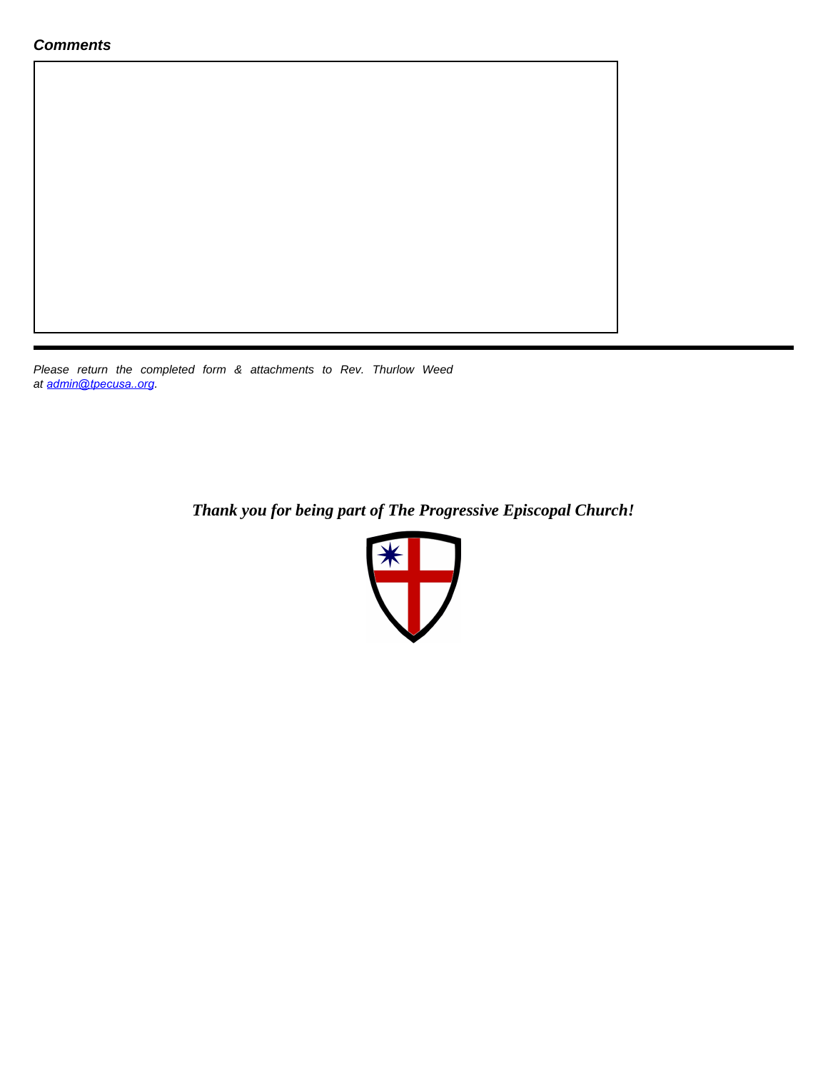***Comments***

*Please return the completed form & attachments to Rev. Thurlow Weed at [admin@tpecusa..org](mailto:admin@tpecusa..org).*

***Thank you for being part of The Progressive Episcopal Church!***